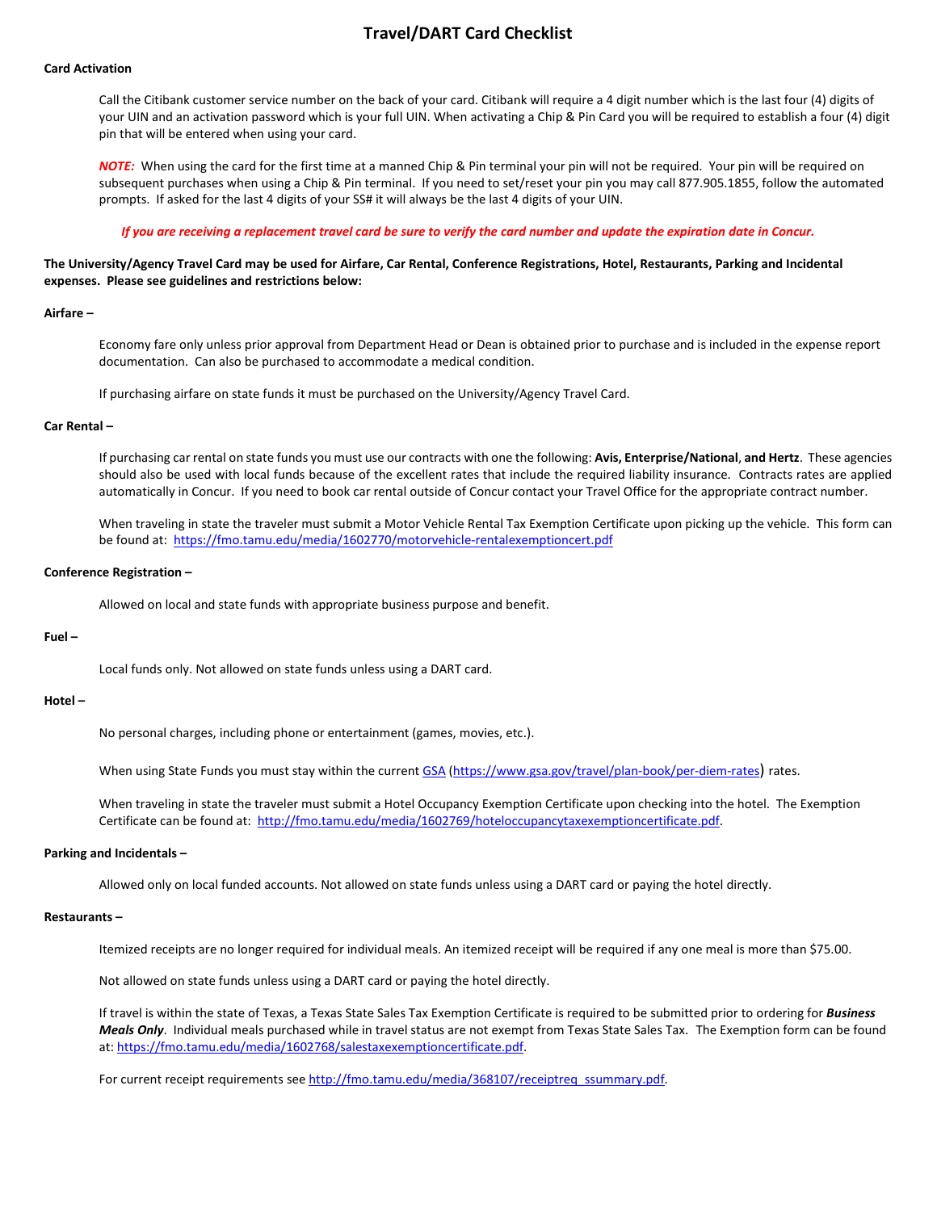# Travel/DART Card Checklist

**Card Activation**

Call the Citibank customer service number on the back of your card. Citibank will require a 4 digit number which is the last four (4) digits of your UIN and an activation password which is your full UIN. When activating a Chip & Pin Card you will be required to establish a four (4) digit pin that will be entered when using your card.

***NOTE:*** When using the card for the first time at a manned Chip & Pin terminal your pin will not be required. Your pin will be required on subsequent purchases when using a Chip & Pin terminal. If you need to set/reset your pin you may call 877.905.1855, follow the automated prompts. If asked for the last 4 digits of your SS# it will always be the last 4 digits of your UIN.

***If you are receiving a replacement travel card be sure to verify the card number and update the expiration date in Concur.***

**The University/Agency Travel Card may be used for Airfare, Car Rental, Conference Registrations, Hotel, Restaurants, Parking and Incidental expenses. Please see guidelines and restrictions below:**

**Airfare –**

Economy fare only unless prior approval from Department Head or Dean is obtained prior to purchase and is included in the expense report documentation. Can also be purchased to accommodate a medical condition.

If purchasing airfare on state funds it must be purchased on the University/Agency Travel Card.

**Car Rental –**

If purchasing car rental on state funds you must use our contracts with one the following: **Avis, Enterprise/National**, **and Hertz**. These agencies should also be used with local funds because of the excellent rates that include the required liability insurance. Contracts rates are applied automatically in Concur. If you need to book car rental outside of Concur contact your Travel Office for the appropriate contract number.

When traveling in state the traveler must submit a Motor Vehicle Rental Tax Exemption Certificate upon picking up the vehicle. This form can be found at: https://fmo.tamu.edu/media/1602770/motorvehicle-rentalexemptioncert.pdf

**Conference Registration –**

Allowed on local and state funds with appropriate business purpose and benefit.

**Fuel –**

Local funds only. Not allowed on state funds unless using a DART card.

**Hotel –**

No personal charges, including phone or entertainment (games, movies, etc.).

When using State Funds you must stay within the current GSA (https://www.gsa.gov/travel/plan-book/per-diem-rates) rates.

When traveling in state the traveler must submit a Hotel Occupancy Exemption Certificate upon checking into the hotel. The Exemption Certificate can be found at: http://fmo.tamu.edu/media/1602769/hoteloccupancytaxexemptioncertificate.pdf.

**Parking and Incidentals –**

Allowed only on local funded accounts. Not allowed on state funds unless using a DART card or paying the hotel directly.

**Restaurants –**

Itemized receipts are no longer required for individual meals. An itemized receipt will be required if any one meal is more than $75.00.

Not allowed on state funds unless using a DART card or paying the hotel directly.

If travel is within the state of Texas, a Texas State Sales Tax Exemption Certificate is required to be submitted prior to ordering for ***Business Meals Only***. Individual meals purchased while in travel status are not exempt from Texas State Sales Tax. The Exemption form can be found at: https://fmo.tamu.edu/media/1602768/salestaxexemptioncertificate.pdf.

For current receipt requirements see http://fmo.tamu.edu/media/368107/receiptreq_ssummary.pdf.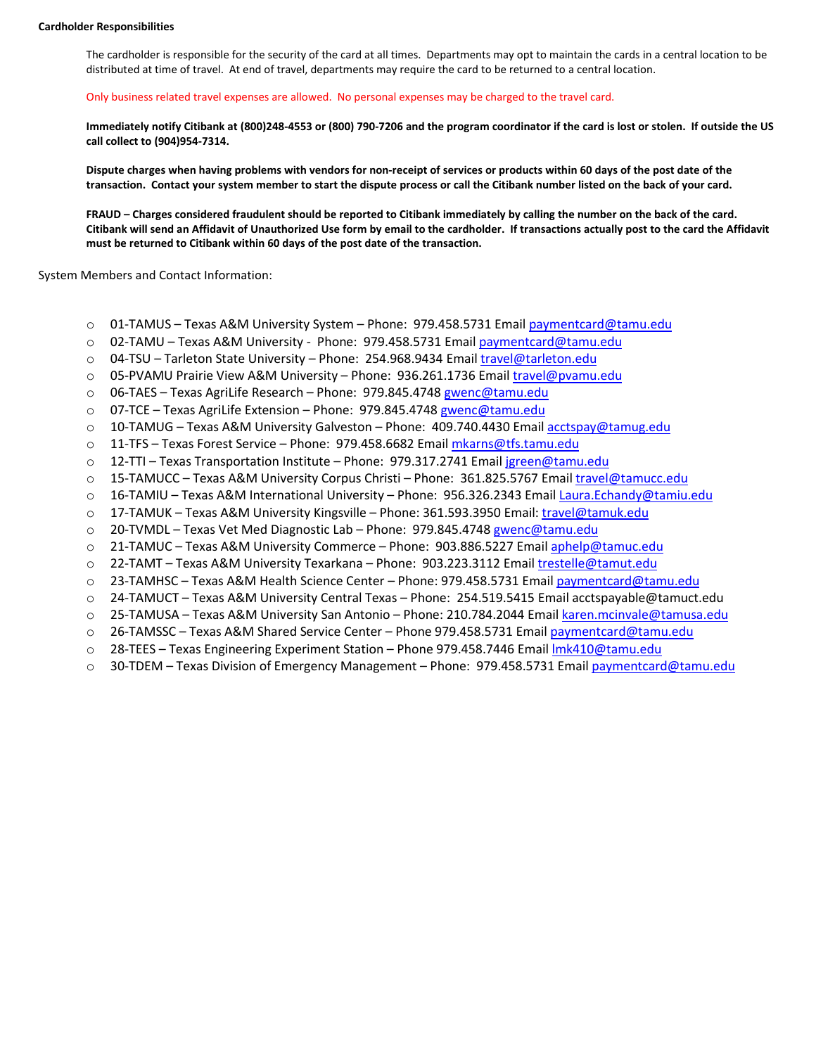**Cardholder Responsibilities**

The cardholder is responsible for the security of the card at all times. Departments may opt to maintain the cards in a central location to be distributed at time of travel. At end of travel, departments may require the card to be returned to a central location.

Only business related travel expenses are allowed. No personal expenses may be charged to the travel card.

**Immediately notify Citibank at (800)248-4553 or (800) 790-7206 and the program coordinator if the card is lost or stolen. If outside the US call collect to (904)954-7314.**

**Dispute charges when having problems with vendors for non-receipt of services or products within 60 days of the post date of the transaction. Contact your system member to start the dispute process or call the Citibank number listed on the back of your card.**

**FRAUD – Charges considered fraudulent should be reported to Citibank immediately by calling the number on the back of the card. Citibank will send an Affidavit of Unauthorized Use form by email to the cardholder. If transactions actually post to the card the Affidavit must be returned to Citibank within 60 days of the post date of the transaction.**

System Members and Contact Information:

- 01-TAMUS – Texas A&M University System – Phone: 979.458.5731 Email paymentcard@tamu.edu
- 02-TAMU – Texas A&M University - Phone: 979.458.5731 Email paymentcard@tamu.edu
- 04-TSU – Tarleton State University – Phone: 254.968.9434 Email travel@tarleton.edu
- 05-PVAMU Prairie View A&M University – Phone: 936.261.1736 Email travel@pvamu.edu
- 06-TAES – Texas AgriLife Research – Phone: 979.845.4748 gwenc@tamu.edu
- 07-TCE – Texas AgriLife Extension – Phone: 979.845.4748 gwenc@tamu.edu
- 10-TAMUG – Texas A&M University Galveston – Phone: 409.740.4430 Email acctspay@tamug.edu
- 11-TFS – Texas Forest Service – Phone: 979.458.6682 Email mkarns@tfs.tamu.edu
- 12-TTI – Texas Transportation Institute – Phone: 979.317.2741 Email jgreen@tamu.edu
- 15-TAMUCC – Texas A&M University Corpus Christi – Phone: 361.825.5767 Email travel@tamucc.edu
- 16-TAMIU – Texas A&M International University – Phone: 956.326.2343 Email Laura.Echandy@tamiu.edu
- 17-TAMUK – Texas A&M University Kingsville – Phone: 361.593.3950 Email: travel@tamuk.edu
- 20-TVMDL – Texas Vet Med Diagnostic Lab – Phone: 979.845.4748 gwenc@tamu.edu
- 21-TAMUC – Texas A&M University Commerce – Phone: 903.886.5227 Email aphelp@tamuc.edu
- 22-TAMT – Texas A&M University Texarkana – Phone: 903.223.3112 Email trestelle@tamut.edu
- 23-TAMHSC – Texas A&M Health Science Center – Phone: 979.458.5731 Email paymentcard@tamu.edu
- 24-TAMUCT – Texas A&M University Central Texas – Phone: 254.519.5415 Email acctspayable@tamuct.edu
- 25-TAMUSA – Texas A&M University San Antonio – Phone: 210.784.2044 Email karen.mcinvale@tamusa.edu
- 26-TAMSSC – Texas A&M Shared Service Center – Phone 979.458.5731 Email paymentcard@tamu.edu
- 28-TEES – Texas Engineering Experiment Station – Phone 979.458.7446 Email lmk410@tamu.edu
- 30-TDEM – Texas Division of Emergency Management – Phone: 979.458.5731 Email paymentcard@tamu.edu